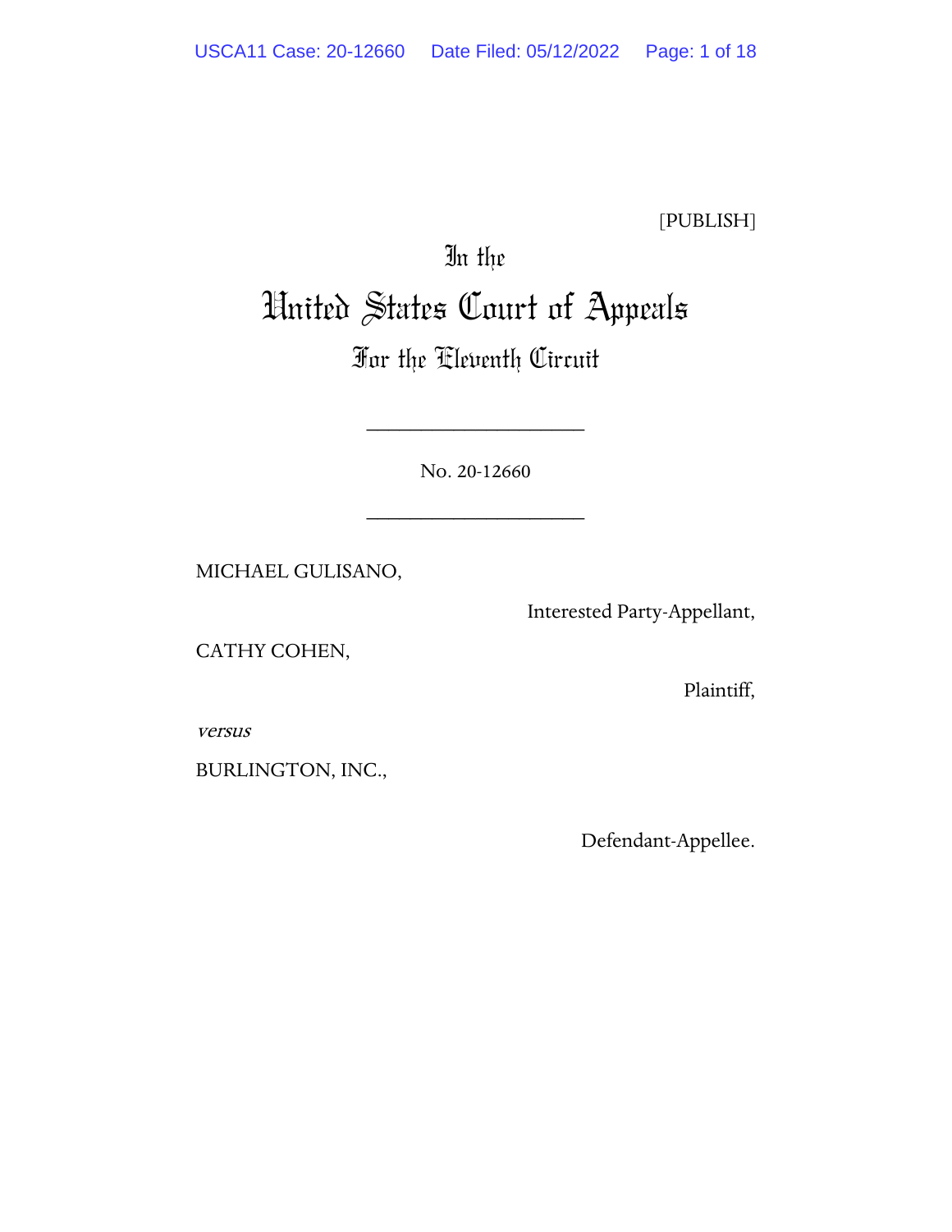[PUBLISH]

# In the United States Court of Appeals

## For the Eleventh Circuit

____________________

No. 20-12660

____________________

MICHAEL GULISANO,

Interested Party-Appellant,

CATHY COHEN,

Plaintiff,

*versus*

BURLINGTON, INC.,

Defendant-Appellee.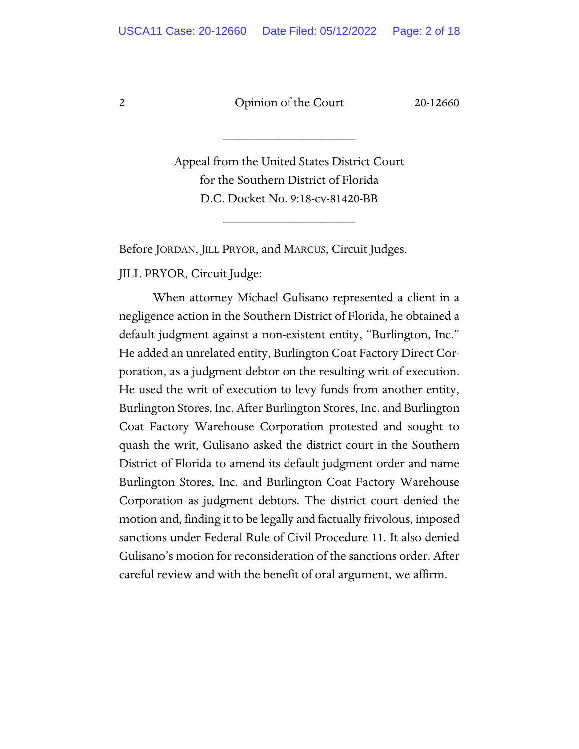_____________________

Appeal from the United States District Court
for the Southern District of Florida
D.C. Docket No. 9:18-cv-81420-BB

_____________________

Before JORDAN, JILL PRYOR, and MARCUS, Circuit Judges.

JILL PRYOR, Circuit Judge:

When attorney Michael Gulisano represented a client in a negligence action in the Southern District of Florida, he obtained a default judgment against a non-existent entity, "Burlington, Inc." He added an unrelated entity, Burlington Coat Factory Direct Corporation, as a judgment debtor on the resulting writ of execution. He used the writ of execution to levy funds from another entity, Burlington Stores, Inc. After Burlington Stores, Inc. and Burlington Coat Factory Warehouse Corporation protested and sought to quash the writ, Gulisano asked the district court in the Southern District of Florida to amend its default judgment order and name Burlington Stores, Inc. and Burlington Coat Factory Warehouse Corporation as judgment debtors. The district court denied the motion and, finding it to be legally and factually frivolous, imposed sanctions under Federal Rule of Civil Procedure 11. It also denied Gulisano's motion for reconsideration of the sanctions order. After careful review and with the benefit of oral argument, we affirm.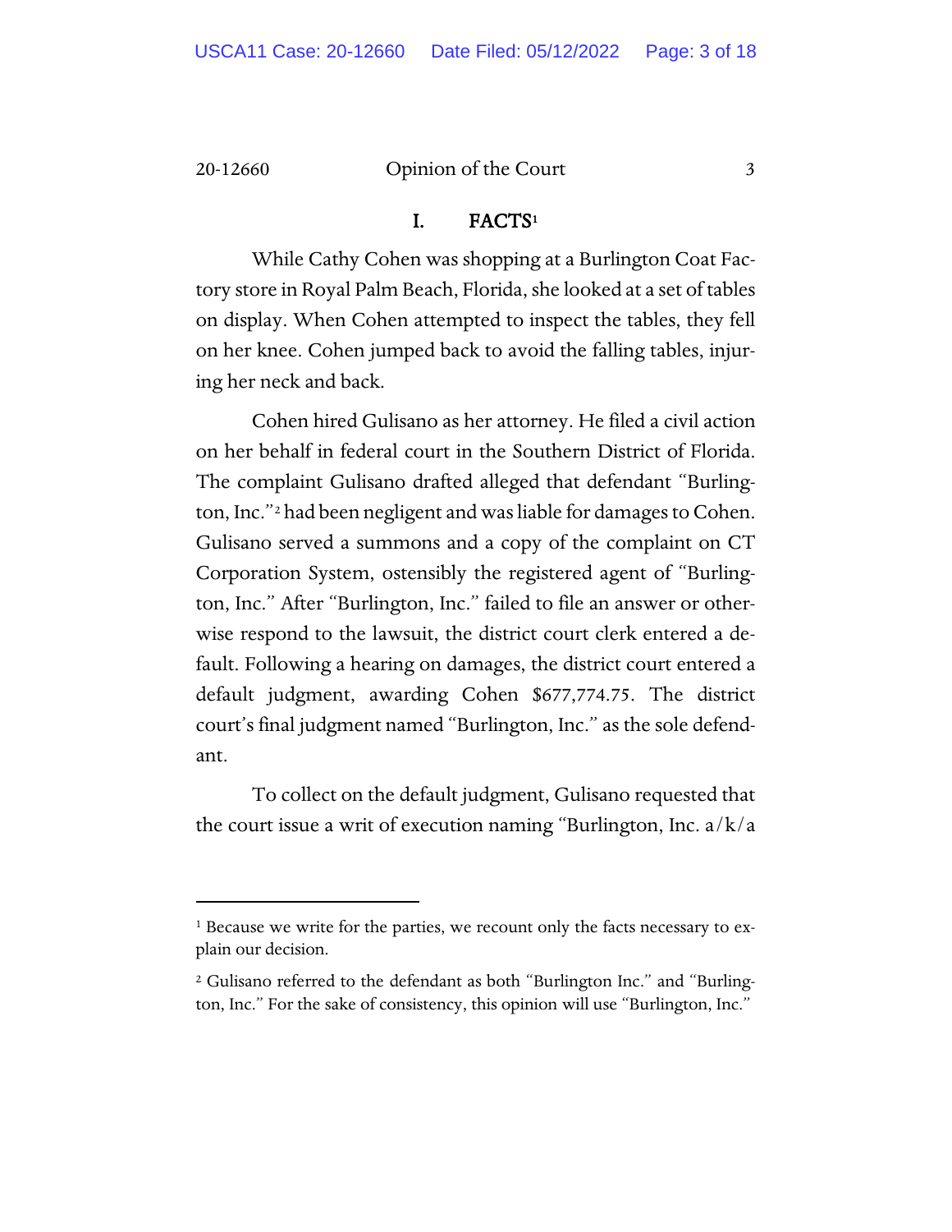## I. FACTS[1]

While Cathy Cohen was shopping at a Burlington Coat Factory store in Royal Palm Beach, Florida, she looked at a set of tables on display. When Cohen attempted to inspect the tables, they fell on her knee. Cohen jumped back to avoid the falling tables, injuring her neck and back.

Cohen hired Gulisano as her attorney. He filed a civil action on her behalf in federal court in the Southern District of Florida. The complaint Gulisano drafted alleged that defendant "Burlington, Inc."[2] had been negligent and was liable for damages to Cohen. Gulisano served a summons and a copy of the complaint on CT Corporation System, ostensibly the registered agent of "Burlington, Inc." After "Burlington, Inc." failed to file an answer or otherwise respond to the lawsuit, the district court clerk entered a default. Following a hearing on damages, the district court entered a default judgment, awarding Cohen $677,774.75. The district court's final judgment named "Burlington, Inc." as the sole defendant.

To collect on the default judgment, Gulisano requested that the court issue a writ of execution naming "Burlington, Inc. a/k/a

---

[1] Because we write for the parties, we recount only the facts necessary to explain our decision.

[2] Gulisano referred to the defendant as both "Burlington Inc." and "Burlington, Inc." For the sake of consistency, this opinion will use "Burlington, Inc."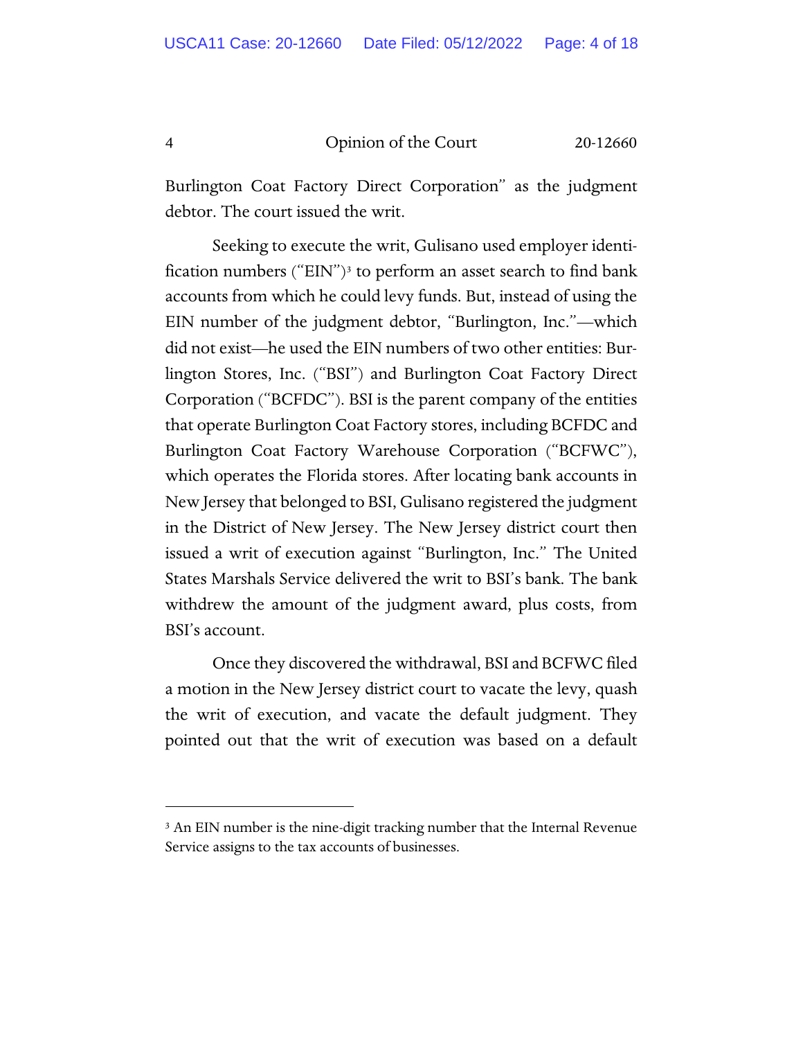Burlington Coat Factory Direct Corporation" as the judgment debtor. The court issued the writ.

Seeking to execute the writ, Gulisano used employer identification numbers ("EIN")[3] to perform an asset search to find bank accounts from which he could levy funds. But, instead of using the EIN number of the judgment debtor, "Burlington, Inc."—which did not exist—he used the EIN numbers of two other entities: Burlington Stores, Inc. ("BSI") and Burlington Coat Factory Direct Corporation ("BCFDC"). BSI is the parent company of the entities that operate Burlington Coat Factory stores, including BCFDC and Burlington Coat Factory Warehouse Corporation ("BCFWC"), which operates the Florida stores. After locating bank accounts in New Jersey that belonged to BSI, Gulisano registered the judgment in the District of New Jersey. The New Jersey district court then issued a writ of execution against "Burlington, Inc." The United States Marshals Service delivered the writ to BSI's bank. The bank withdrew the amount of the judgment award, plus costs, from BSI's account.

Once they discovered the withdrawal, BSI and BCFWC filed a motion in the New Jersey district court to vacate the levy, quash the writ of execution, and vacate the default judgment. They pointed out that the writ of execution was based on a default

---

[3] An EIN number is the nine-digit tracking number that the Internal Revenue Service assigns to the tax accounts of businesses.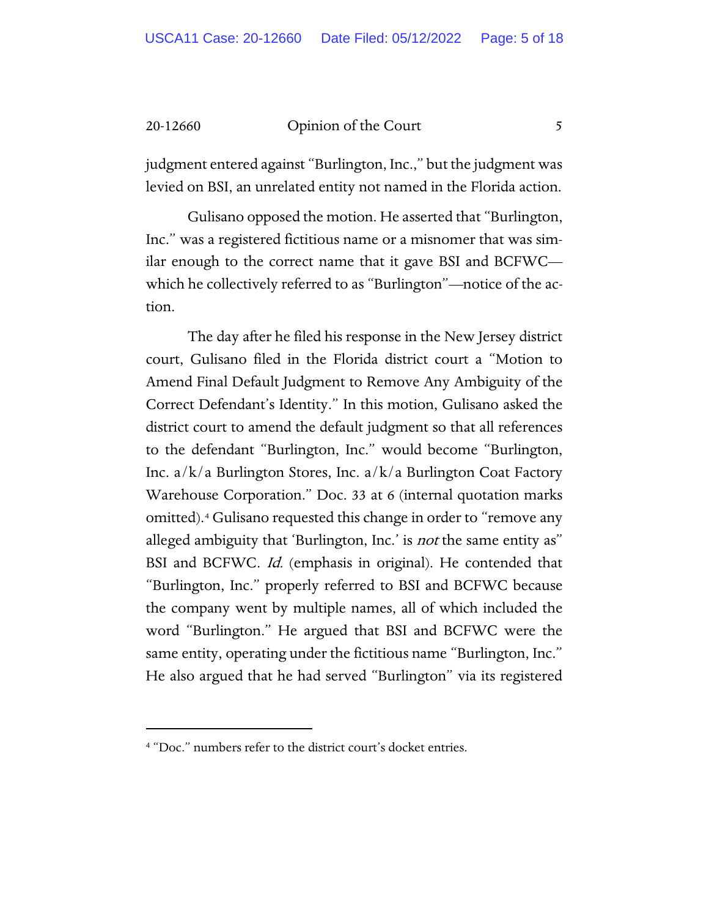judgment entered against "Burlington, Inc.," but the judgment was levied on BSI, an unrelated entity not named in the Florida action.

Gulisano opposed the motion. He asserted that "Burlington, Inc." was a registered fictitious name or a misnomer that was similar enough to the correct name that it gave BSI and BCFWC—which he collectively referred to as "Burlington"—notice of the action.

The day after he filed his response in the New Jersey district court, Gulisano filed in the Florida district court a "Motion to Amend Final Default Judgment to Remove Any Ambiguity of the Correct Defendant's Identity." In this motion, Gulisano asked the district court to amend the default judgment so that all references to the defendant "Burlington, Inc." would become "Burlington, Inc. a/k/a Burlington Stores, Inc. a/k/a Burlington Coat Factory Warehouse Corporation." Doc. 33 at 6 (internal quotation marks omitted).[4] Gulisano requested this change in order to "remove any alleged ambiguity that 'Burlington, Inc.' is *not* the same entity as" BSI and BCFWC. *Id.* (emphasis in original). He contended that "Burlington, Inc." properly referred to BSI and BCFWC because the company went by multiple names, all of which included the word "Burlington." He argued that BSI and BCFWC were the same entity, operating under the fictitious name "Burlington, Inc." He also argued that he had served "Burlington" via its registered

---

[4] "Doc." numbers refer to the district court's docket entries.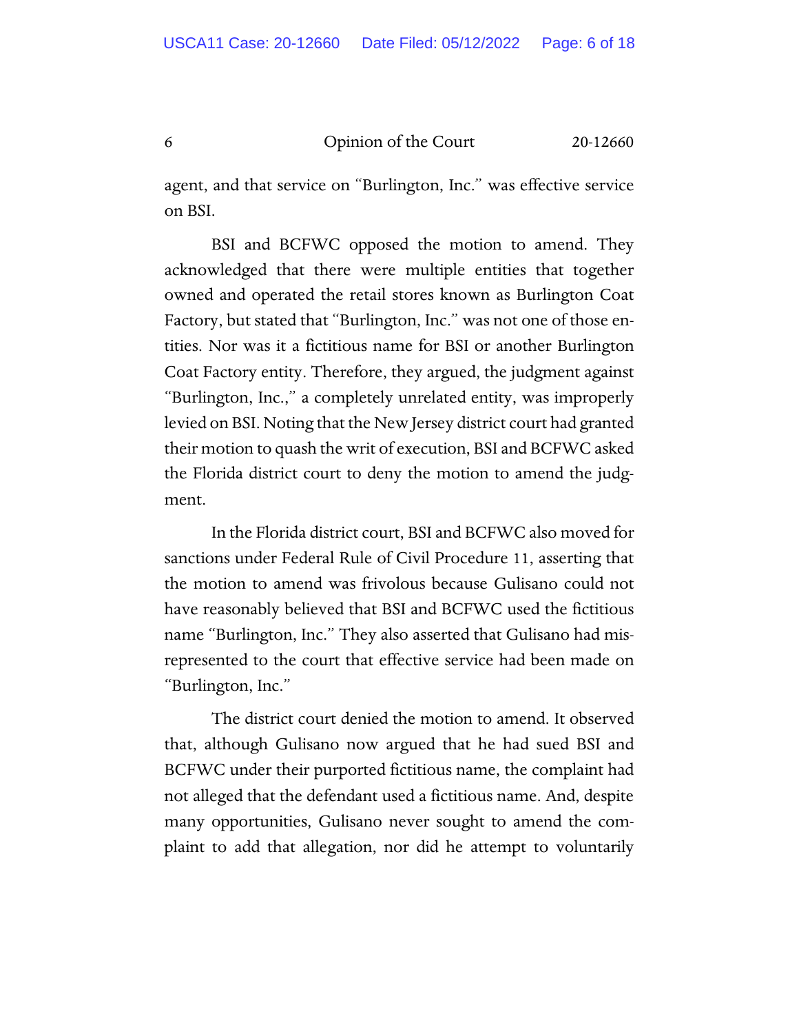agent, and that service on "Burlington, Inc." was effective service on BSI.

BSI and BCFWC opposed the motion to amend. They acknowledged that there were multiple entities that together owned and operated the retail stores known as Burlington Coat Factory, but stated that "Burlington, Inc." was not one of those entities. Nor was it a fictitious name for BSI or another Burlington Coat Factory entity. Therefore, they argued, the judgment against "Burlington, Inc.," a completely unrelated entity, was improperly levied on BSI. Noting that the New Jersey district court had granted their motion to quash the writ of execution, BSI and BCFWC asked the Florida district court to deny the motion to amend the judgment.

In the Florida district court, BSI and BCFWC also moved for sanctions under Federal Rule of Civil Procedure 11, asserting that the motion to amend was frivolous because Gulisano could not have reasonably believed that BSI and BCFWC used the fictitious name "Burlington, Inc." They also asserted that Gulisano had misrepresented to the court that effective service had been made on "Burlington, Inc."

The district court denied the motion to amend. It observed that, although Gulisano now argued that he had sued BSI and BCFWC under their purported fictitious name, the complaint had not alleged that the defendant used a fictitious name. And, despite many opportunities, Gulisano never sought to amend the complaint to add that allegation, nor did he attempt to voluntarily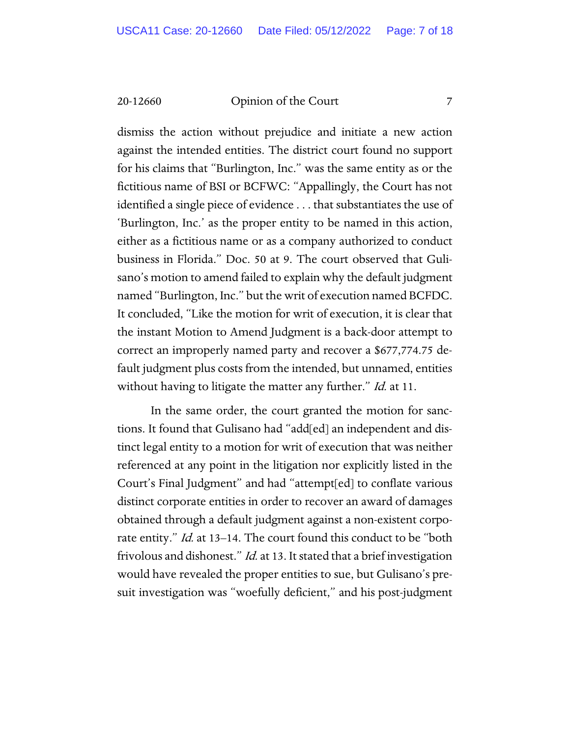dismiss the action without prejudice and initiate a new action against the intended entities. The district court found no support for his claims that "Burlington, Inc." was the same entity as or the fictitious name of BSI or BCFWC: "Appallingly, the Court has not identified a single piece of evidence . . . that substantiates the use of 'Burlington, Inc.' as the proper entity to be named in this action, either as a fictitious name or as a company authorized to conduct business in Florida." Doc. 50 at 9. The court observed that Gulisano's motion to amend failed to explain why the default judgment named "Burlington, Inc." but the writ of execution named BCFDC. It concluded, "Like the motion for writ of execution, it is clear that the instant Motion to Amend Judgment is a back-door attempt to correct an improperly named party and recover a $677,774.75 default judgment plus costs from the intended, but unnamed, entities without having to litigate the matter any further." *Id.* at 11.

In the same order, the court granted the motion for sanctions. It found that Gulisano had "add[ed] an independent and distinct legal entity to a motion for writ of execution that was neither referenced at any point in the litigation nor explicitly listed in the Court's Final Judgment" and had "attempt[ed] to conflate various distinct corporate entities in order to recover an award of damages obtained through a default judgment against a non-existent corporate entity." *Id.* at 13–14. The court found this conduct to be "both frivolous and dishonest." *Id.* at 13. It stated that a brief investigation would have revealed the proper entities to sue, but Gulisano's presuit investigation was "woefully deficient," and his post-judgment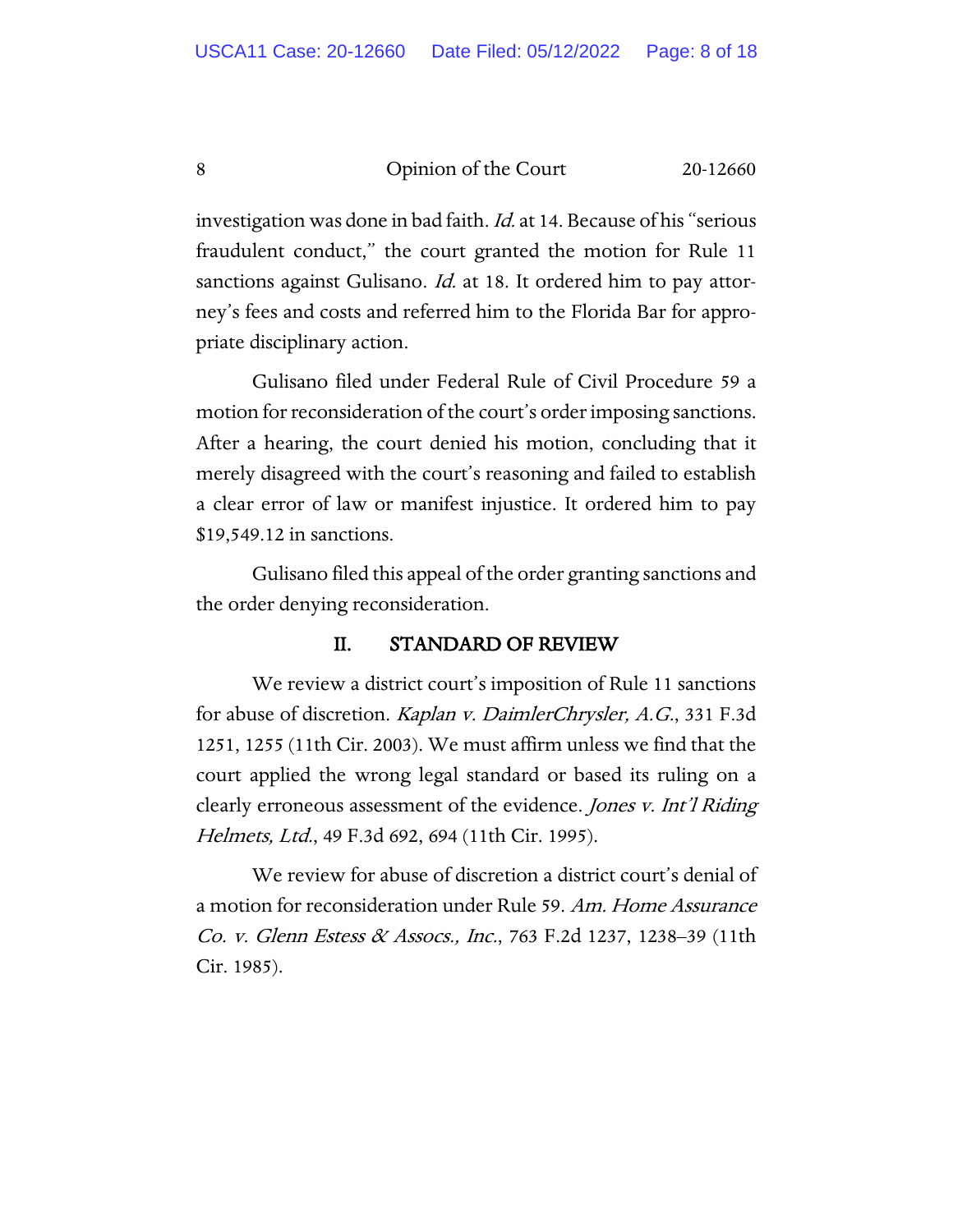investigation was done in bad faith. *Id.* at 14. Because of his "serious fraudulent conduct," the court granted the motion for Rule 11 sanctions against Gulisano. *Id.* at 18. It ordered him to pay attorney's fees and costs and referred him to the Florida Bar for appropriate disciplinary action.

Gulisano filed under Federal Rule of Civil Procedure 59 a motion for reconsideration of the court's order imposing sanctions. After a hearing, the court denied his motion, concluding that it merely disagreed with the court's reasoning and failed to establish a clear error of law or manifest injustice. It ordered him to pay $19,549.12 in sanctions.

Gulisano filed this appeal of the order granting sanctions and the order denying reconsideration.

## II. STANDARD OF REVIEW

We review a district court's imposition of Rule 11 sanctions for abuse of discretion. *Kaplan v. DaimlerChrysler, A.G.*, 331 F.3d 1251, 1255 (11th Cir. 2003). We must affirm unless we find that the court applied the wrong legal standard or based its ruling on a clearly erroneous assessment of the evidence. *Jones v. Int'l Riding Helmets, Ltd.*, 49 F.3d 692, 694 (11th Cir. 1995).

We review for abuse of discretion a district court's denial of a motion for reconsideration under Rule 59. *Am. Home Assurance Co. v. Glenn Estess & Assocs., Inc.*, 763 F.2d 1237, 1238–39 (11th Cir. 1985).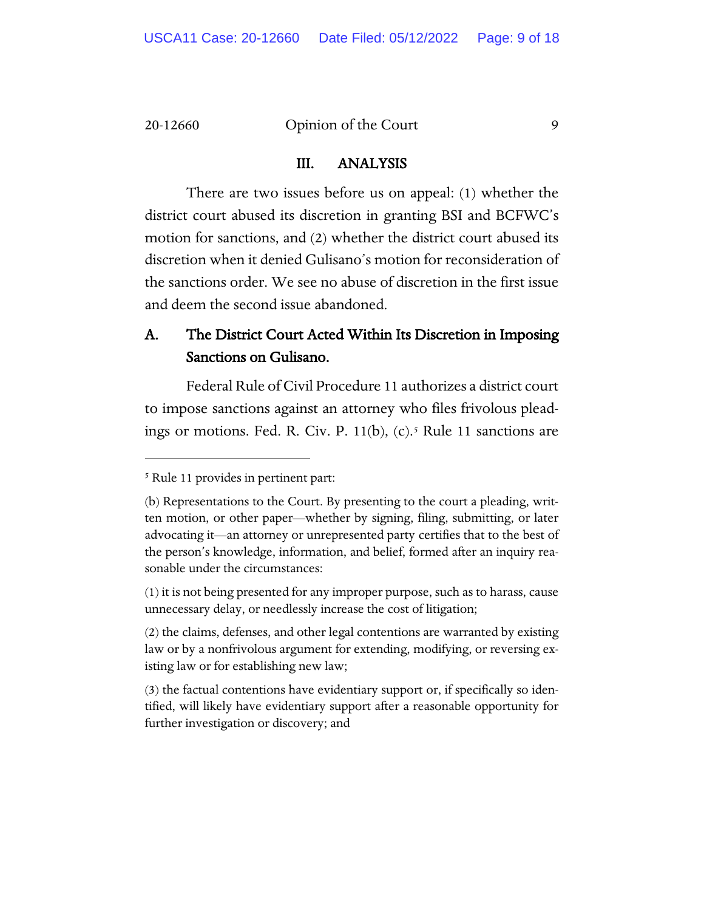## III. ANALYSIS

There are two issues before us on appeal: (1) whether the district court abused its discretion in granting BSI and BCFWC's motion for sanctions, and (2) whether the district court abused its discretion when it denied Gulisano's motion for reconsideration of the sanctions order. We see no abuse of discretion in the first issue and deem the second issue abandoned.

### A. The District Court Acted Within Its Discretion in Imposing Sanctions on Gulisano.

Federal Rule of Civil Procedure 11 authorizes a district court to impose sanctions against an attorney who files frivolous pleadings or motions. Fed. R. Civ. P. 11(b), (c).[5] Rule 11 sanctions are

---

[5] Rule 11 provides in pertinent part:

(b) Representations to the Court. By presenting to the court a pleading, written motion, or other paper—whether by signing, filing, submitting, or later advocating it—an attorney or unrepresented party certifies that to the best of the person's knowledge, information, and belief, formed after an inquiry reasonable under the circumstances:

(1) it is not being presented for any improper purpose, such as to harass, cause unnecessary delay, or needlessly increase the cost of litigation;

(2) the claims, defenses, and other legal contentions are warranted by existing law or by a nonfrivolous argument for extending, modifying, or reversing existing law or for establishing new law;

(3) the factual contentions have evidentiary support or, if specifically so identified, will likely have evidentiary support after a reasonable opportunity for further investigation or discovery; and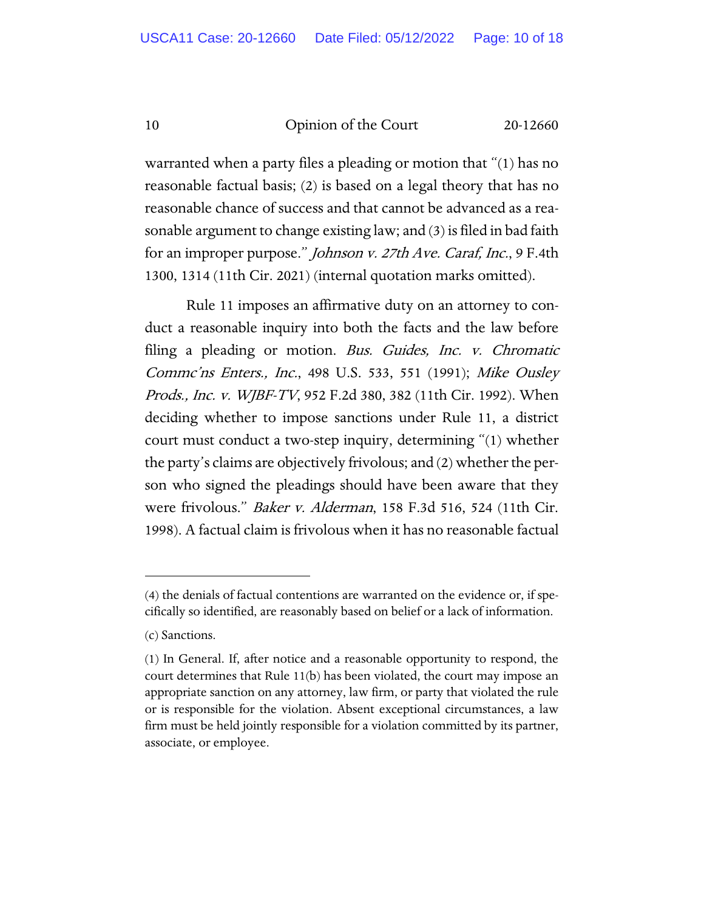warranted when a party files a pleading or motion that "(1) has no reasonable factual basis; (2) is based on a legal theory that has no reasonable chance of success and that cannot be advanced as a reasonable argument to change existing law; and (3) is filed in bad faith for an improper purpose." *Johnson v. 27th Ave. Caraf, Inc.*, 9 F.4th 1300, 1314 (11th Cir. 2021) (internal quotation marks omitted).

Rule 11 imposes an affirmative duty on an attorney to conduct a reasonable inquiry into both the facts and the law before filing a pleading or motion. *Bus. Guides, Inc. v. Chromatic Commc'ns Enters., Inc.*, 498 U.S. 533, 551 (1991); *Mike Ousley Prods., Inc. v. WJBF-TV*, 952 F.2d 380, 382 (11th Cir. 1992). When deciding whether to impose sanctions under Rule 11, a district court must conduct a two-step inquiry, determining "(1) whether the party's claims are objectively frivolous; and (2) whether the person who signed the pleadings should have been aware that they were frivolous." *Baker v. Alderman*, 158 F.3d 516, 524 (11th Cir. 1998). A factual claim is frivolous when it has no reasonable factual

---

(4) the denials of factual contentions are warranted on the evidence or, if specifically so identified, are reasonably based on belief or a lack of information.

(c) Sanctions.

(1) In General. If, after notice and a reasonable opportunity to respond, the court determines that Rule 11(b) has been violated, the court may impose an appropriate sanction on any attorney, law firm, or party that violated the rule or is responsible for the violation. Absent exceptional circumstances, a law firm must be held jointly responsible for a violation committed by its partner, associate, or employee.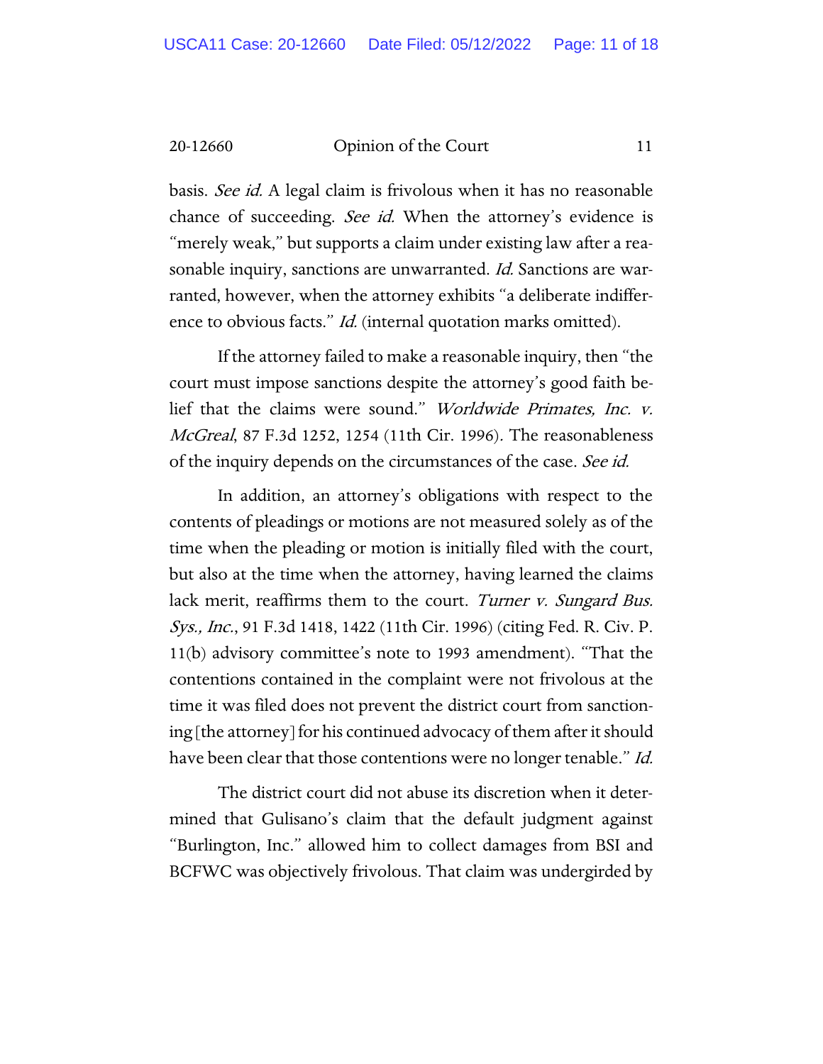basis. *See id.* A legal claim is frivolous when it has no reasonable chance of succeeding. *See id.* When the attorney's evidence is "merely weak," but supports a claim under existing law after a reasonable inquiry, sanctions are unwarranted. *Id.* Sanctions are warranted, however, when the attorney exhibits "a deliberate indifference to obvious facts." *Id.* (internal quotation marks omitted).

If the attorney failed to make a reasonable inquiry, then "the court must impose sanctions despite the attorney's good faith belief that the claims were sound." *Worldwide Primates, Inc. v. McGreal*, 87 F.3d 1252, 1254 (11th Cir. 1996). The reasonableness of the inquiry depends on the circumstances of the case. *See id.*

In addition, an attorney's obligations with respect to the contents of pleadings or motions are not measured solely as of the time when the pleading or motion is initially filed with the court, but also at the time when the attorney, having learned the claims lack merit, reaffirms them to the court. *Turner v. Sungard Bus. Sys., Inc.*, 91 F.3d 1418, 1422 (11th Cir. 1996) (citing Fed. R. Civ. P. 11(b) advisory committee's note to 1993 amendment). "That the contentions contained in the complaint were not frivolous at the time it was filed does not prevent the district court from sanctioning [the attorney] for his continued advocacy of them after it should have been clear that those contentions were no longer tenable." *Id.*

The district court did not abuse its discretion when it determined that Gulisano's claim that the default judgment against "Burlington, Inc." allowed him to collect damages from BSI and BCFWC was objectively frivolous. That claim was undergirded by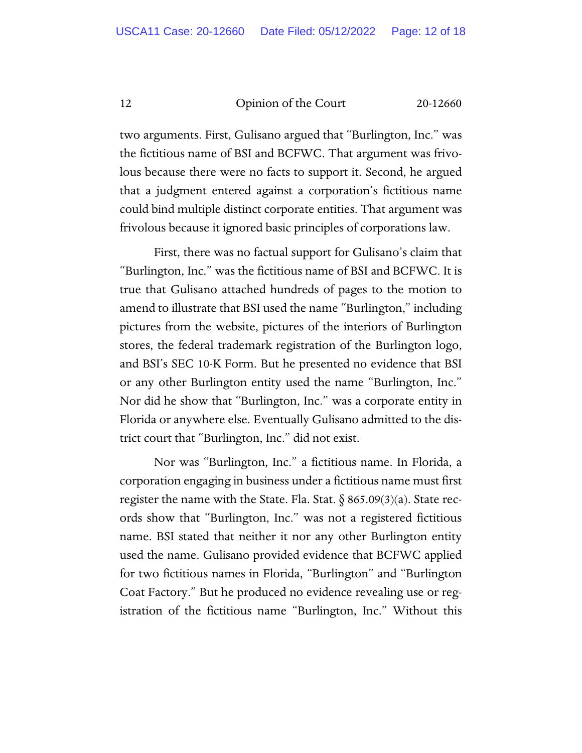two arguments. First, Gulisano argued that "Burlington, Inc." was the fictitious name of BSI and BCFWC. That argument was frivolous because there were no facts to support it. Second, he argued that a judgment entered against a corporation's fictitious name could bind multiple distinct corporate entities. That argument was frivolous because it ignored basic principles of corporations law.

First, there was no factual support for Gulisano's claim that "Burlington, Inc." was the fictitious name of BSI and BCFWC. It is true that Gulisano attached hundreds of pages to the motion to amend to illustrate that BSI used the name "Burlington," including pictures from the website, pictures of the interiors of Burlington stores, the federal trademark registration of the Burlington logo, and BSI's SEC 10-K Form. But he presented no evidence that BSI or any other Burlington entity used the name "Burlington, Inc." Nor did he show that "Burlington, Inc." was a corporate entity in Florida or anywhere else. Eventually Gulisano admitted to the district court that "Burlington, Inc." did not exist.

Nor was "Burlington, Inc." a fictitious name. In Florida, a corporation engaging in business under a fictitious name must first register the name with the State. Fla. Stat. § 865.09(3)(a). State records show that "Burlington, Inc." was not a registered fictitious name. BSI stated that neither it nor any other Burlington entity used the name. Gulisano provided evidence that BCFWC applied for two fictitious names in Florida, "Burlington" and "Burlington Coat Factory." But he produced no evidence revealing use or registration of the fictitious name "Burlington, Inc." Without this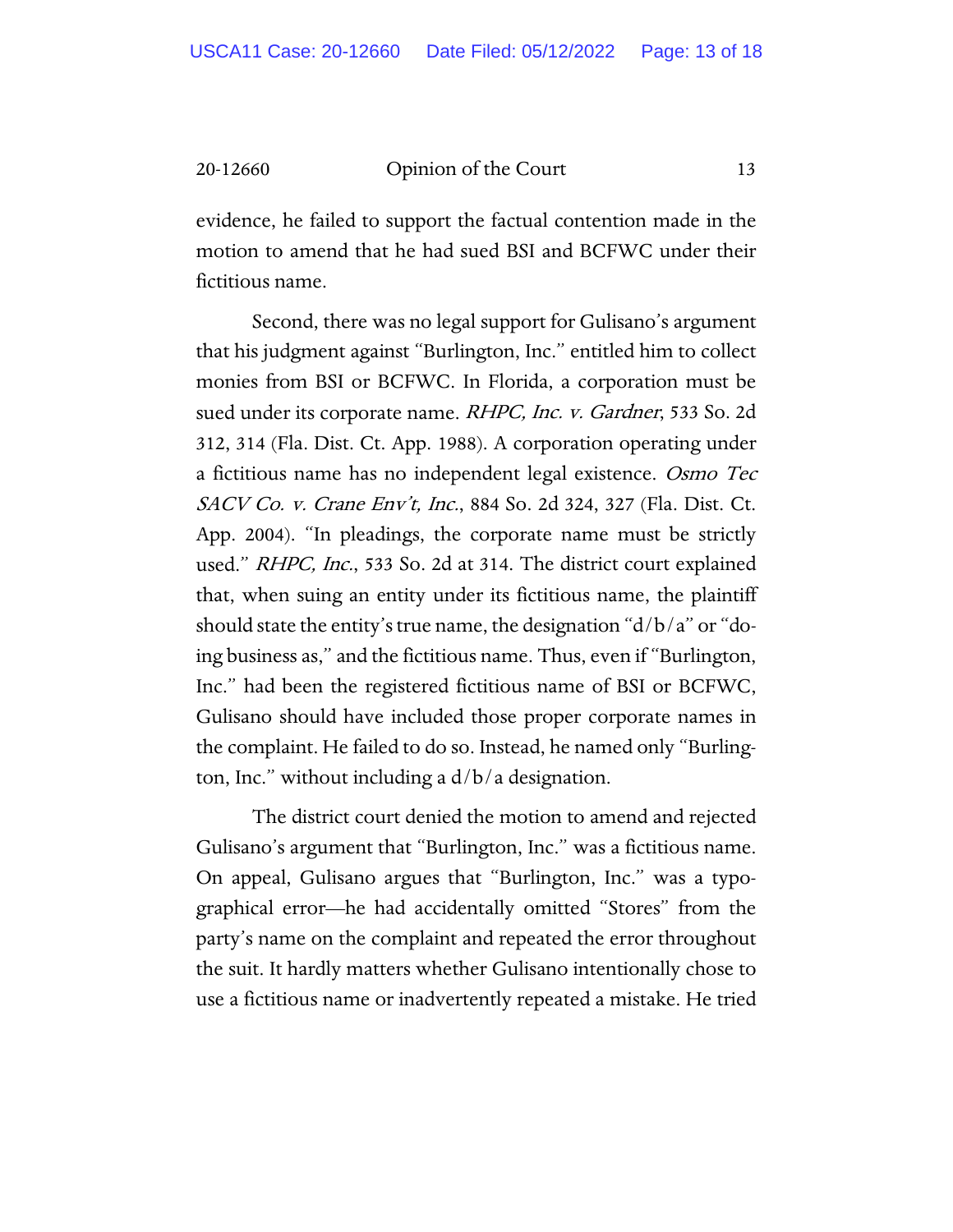evidence, he failed to support the factual contention made in the motion to amend that he had sued BSI and BCFWC under their fictitious name.

Second, there was no legal support for Gulisano's argument that his judgment against "Burlington, Inc." entitled him to collect monies from BSI or BCFWC. In Florida, a corporation must be sued under its corporate name. *RHPC, Inc. v. Gardner*, 533 So. 2d 312, 314 (Fla. Dist. Ct. App. 1988). A corporation operating under a fictitious name has no independent legal existence. *Osmo Tec SACV Co. v. Crane Env't, Inc.*, 884 So. 2d 324, 327 (Fla. Dist. Ct. App. 2004). "In pleadings, the corporate name must be strictly used." *RHPC, Inc.*, 533 So. 2d at 314. The district court explained that, when suing an entity under its fictitious name, the plaintiff should state the entity's true name, the designation "d/b/a" or "doing business as," and the fictitious name. Thus, even if "Burlington, Inc." had been the registered fictitious name of BSI or BCFWC, Gulisano should have included those proper corporate names in the complaint. He failed to do so. Instead, he named only "Burlington, Inc." without including a d/b/a designation.

The district court denied the motion to amend and rejected Gulisano's argument that "Burlington, Inc." was a fictitious name. On appeal, Gulisano argues that "Burlington, Inc." was a typographical error—he had accidentally omitted "Stores" from the party's name on the complaint and repeated the error throughout the suit. It hardly matters whether Gulisano intentionally chose to use a fictitious name or inadvertently repeated a mistake. He tried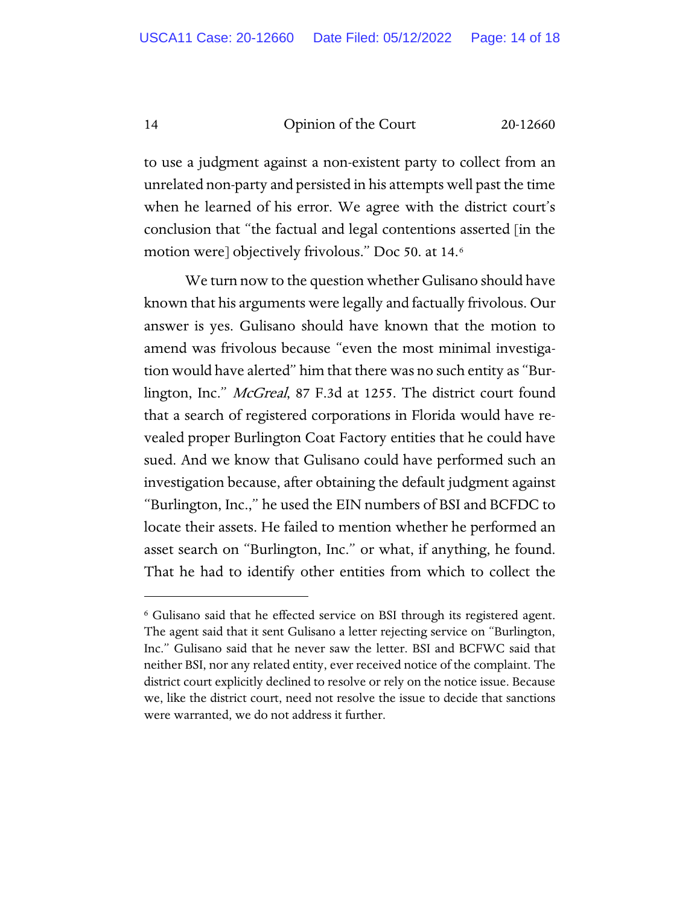to use a judgment against a non-existent party to collect from an unrelated non-party and persisted in his attempts well past the time when he learned of his error. We agree with the district court's conclusion that "the factual and legal contentions asserted [in the motion were] objectively frivolous." Doc 50. at 14.[6]

We turn now to the question whether Gulisano should have known that his arguments were legally and factually frivolous. Our answer is yes. Gulisano should have known that the motion to amend was frivolous because "even the most minimal investigation would have alerted" him that there was no such entity as "Burlington, Inc." *McGreal*, 87 F.3d at 1255. The district court found that a search of registered corporations in Florida would have revealed proper Burlington Coat Factory entities that he could have sued. And we know that Gulisano could have performed such an investigation because, after obtaining the default judgment against "Burlington, Inc.," he used the EIN numbers of BSI and BCFDC to locate their assets. He failed to mention whether he performed an asset search on "Burlington, Inc." or what, if anything, he found. That he had to identify other entities from which to collect the

---

[6] Gulisano said that he effected service on BSI through its registered agent. The agent said that it sent Gulisano a letter rejecting service on "Burlington, Inc." Gulisano said that he never saw the letter. BSI and BCFWC said that neither BSI, nor any related entity, ever received notice of the complaint. The district court explicitly declined to resolve or rely on the notice issue. Because we, like the district court, need not resolve the issue to decide that sanctions were warranted, we do not address it further.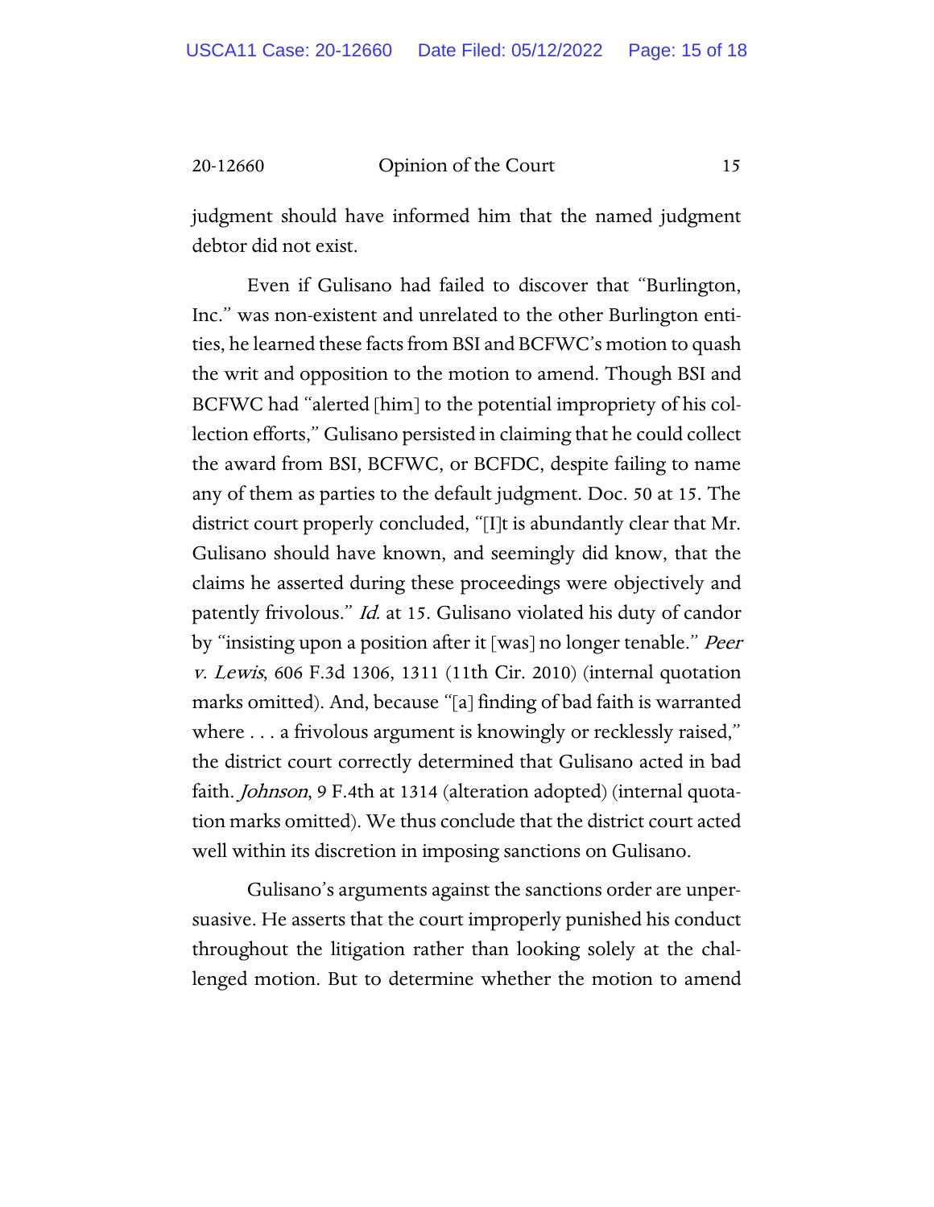judgment should have informed him that the named judgment debtor did not exist.

Even if Gulisano had failed to discover that "Burlington, Inc." was non-existent and unrelated to the other Burlington entities, he learned these facts from BSI and BCFWC's motion to quash the writ and opposition to the motion to amend. Though BSI and BCFWC had "alerted [him] to the potential impropriety of his collection efforts," Gulisano persisted in claiming that he could collect the award from BSI, BCFWC, or BCFDC, despite failing to name any of them as parties to the default judgment. Doc. 50 at 15. The district court properly concluded, "[I]t is abundantly clear that Mr. Gulisano should have known, and seemingly did know, that the claims he asserted during these proceedings were objectively and patently frivolous." *Id.* at 15. Gulisano violated his duty of candor by "insisting upon a position after it [was] no longer tenable." *Peer v. Lewis*, 606 F.3d 1306, 1311 (11th Cir. 2010) (internal quotation marks omitted). And, because "[a] finding of bad faith is warranted where . . . a frivolous argument is knowingly or recklessly raised," the district court correctly determined that Gulisano acted in bad faith. *Johnson*, 9 F.4th at 1314 (alteration adopted) (internal quotation marks omitted). We thus conclude that the district court acted well within its discretion in imposing sanctions on Gulisano.

Gulisano's arguments against the sanctions order are unpersuasive. He asserts that the court improperly punished his conduct throughout the litigation rather than looking solely at the challenged motion. But to determine whether the motion to amend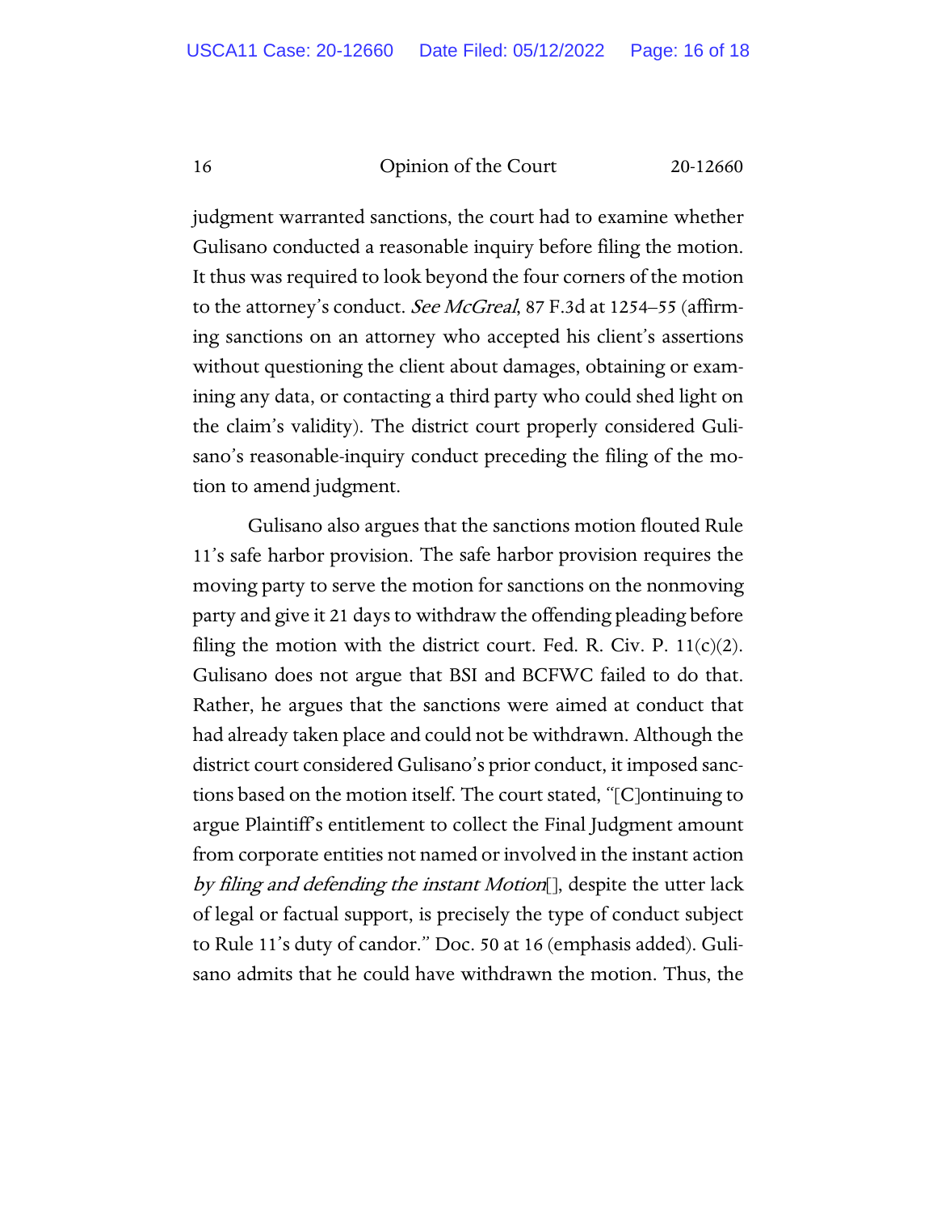judgment warranted sanctions, the court had to examine whether Gulisano conducted a reasonable inquiry before filing the motion. It thus was required to look beyond the four corners of the motion to the attorney's conduct. *See McGreal*, 87 F.3d at 1254–55 (affirming sanctions on an attorney who accepted his client's assertions without questioning the client about damages, obtaining or examining any data, or contacting a third party who could shed light on the claim's validity). The district court properly considered Gulisano's reasonable-inquiry conduct preceding the filing of the motion to amend judgment.

Gulisano also argues that the sanctions motion flouted Rule 11's safe harbor provision. The safe harbor provision requires the moving party to serve the motion for sanctions on the nonmoving party and give it 21 days to withdraw the offending pleading before filing the motion with the district court. Fed. R. Civ. P. 11(c)(2). Gulisano does not argue that BSI and BCFWC failed to do that. Rather, he argues that the sanctions were aimed at conduct that had already taken place and could not be withdrawn. Although the district court considered Gulisano's prior conduct, it imposed sanctions based on the motion itself. The court stated, "[C]ontinuing to argue Plaintiff's entitlement to collect the Final Judgment amount from corporate entities not named or involved in the instant action *by filing and defending the instant Motion*[], despite the utter lack of legal or factual support, is precisely the type of conduct subject to Rule 11's duty of candor." Doc. 50 at 16 (emphasis added). Gulisano admits that he could have withdrawn the motion. Thus, the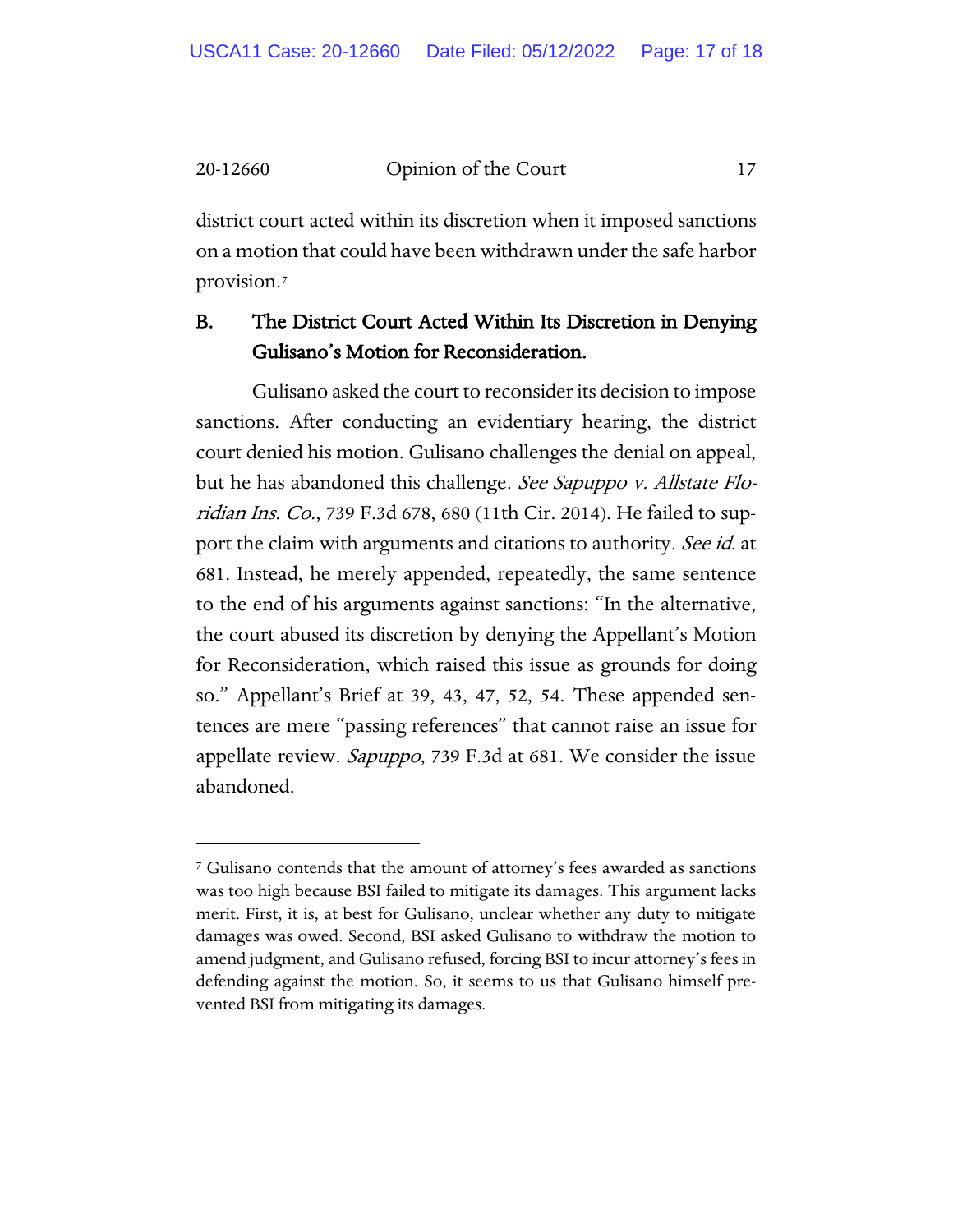district court acted within its discretion when it imposed sanctions on a motion that could have been withdrawn under the safe harbor provision.[7]

## B. The District Court Acted Within Its Discretion in Denying Gulisano's Motion for Reconsideration.

Gulisano asked the court to reconsider its decision to impose sanctions. After conducting an evidentiary hearing, the district court denied his motion. Gulisano challenges the denial on appeal, but he has abandoned this challenge. *See Sapuppo v. Allstate Floridian Ins. Co.*, 739 F.3d 678, 680 (11th Cir. 2014). He failed to support the claim with arguments and citations to authority. *See id.* at 681. Instead, he merely appended, repeatedly, the same sentence to the end of his arguments against sanctions: "In the alternative, the court abused its discretion by denying the Appellant's Motion for Reconsideration, which raised this issue as grounds for doing so." Appellant's Brief at 39, 43, 47, 52, 54. These appended sentences are mere "passing references" that cannot raise an issue for appellate review. *Sapuppo*, 739 F.3d at 681. We consider the issue abandoned.

---

[7] Gulisano contends that the amount of attorney's fees awarded as sanctions was too high because BSI failed to mitigate its damages. This argument lacks merit. First, it is, at best for Gulisano, unclear whether any duty to mitigate damages was owed. Second, BSI asked Gulisano to withdraw the motion to amend judgment, and Gulisano refused, forcing BSI to incur attorney's fees in defending against the motion. So, it seems to us that Gulisano himself prevented BSI from mitigating its damages.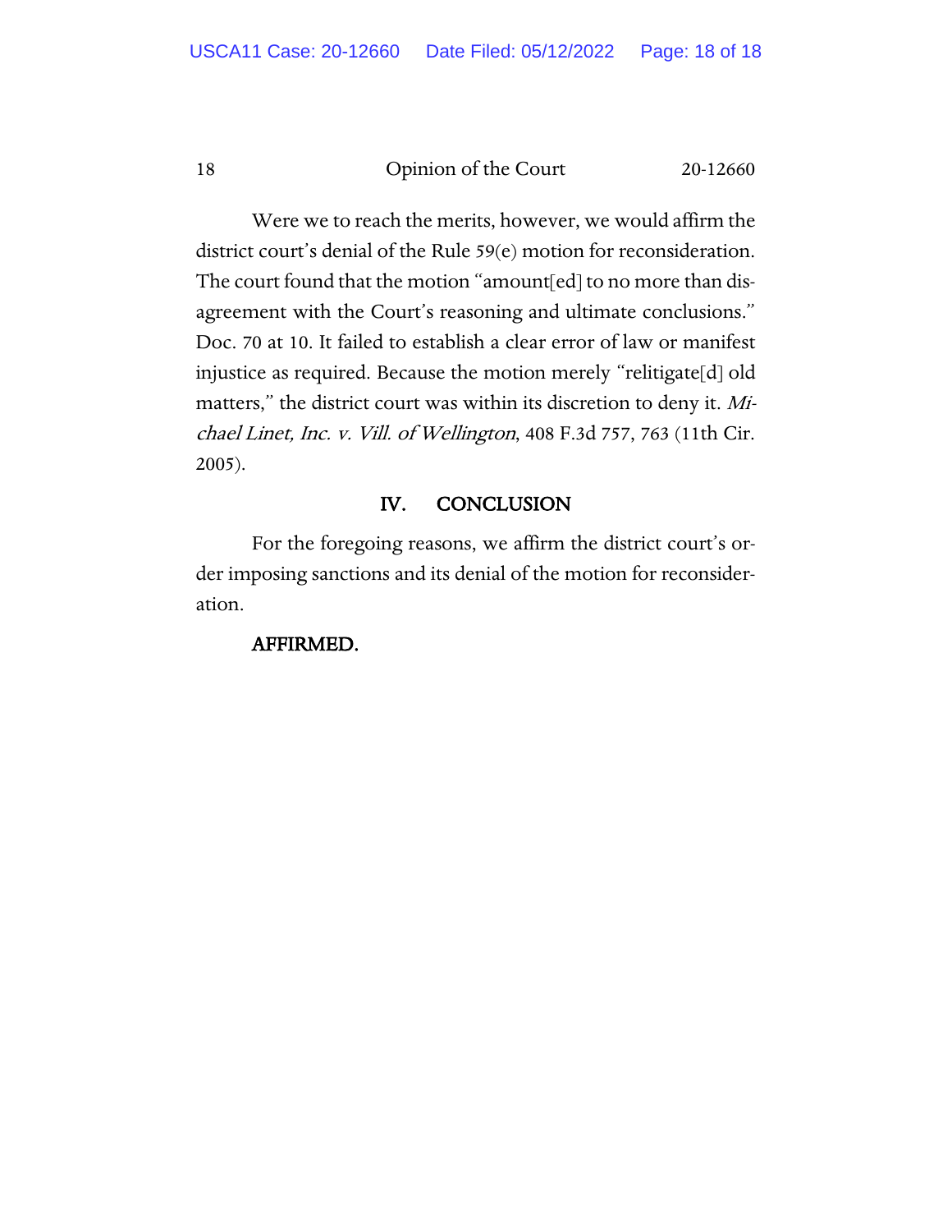Were we to reach the merits, however, we would affirm the district court's denial of the Rule 59(e) motion for reconsideration. The court found that the motion "amount[ed] to no more than disagreement with the Court's reasoning and ultimate conclusions." Doc. 70 at 10. It failed to establish a clear error of law or manifest injustice as required. Because the motion merely "relitigate[d] old matters," the district court was within its discretion to deny it. *Michael Linet, Inc. v. Vill. of Wellington*, 408 F.3d 757, 763 (11th Cir. 2005).

## IV. CONCLUSION

For the foregoing reasons, we affirm the district court's order imposing sanctions and its denial of the motion for reconsideration.

**AFFIRMED.**